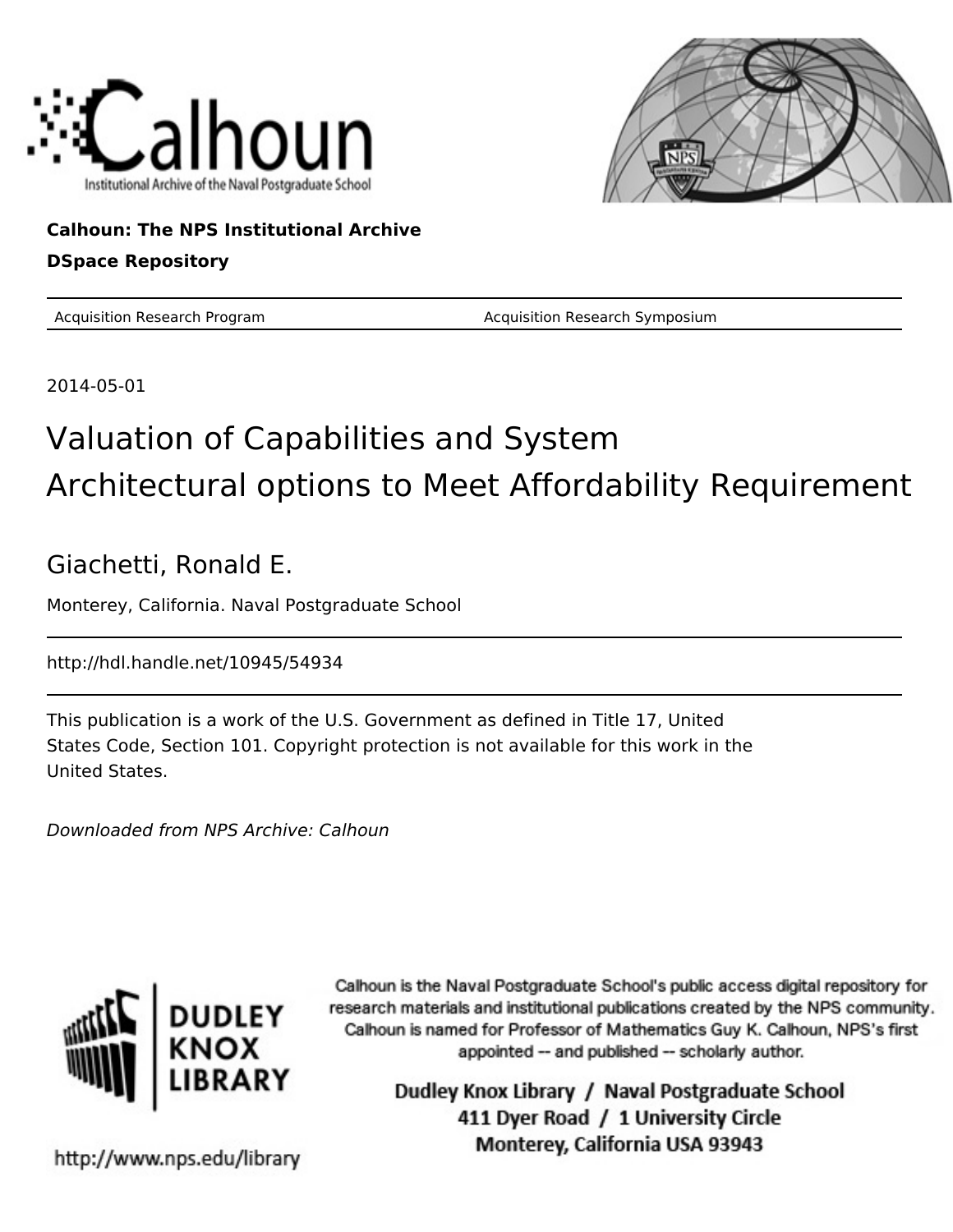Calhoun: Institutional Archive of the Naval Postgraduate School

**Calhoun: The NPS Institutional Archive**

**DSpace Repository**

| Acquisition Research Program | Acquisition Research Symposium |
| --- | --- |

2014-05-01

# Valuation of Capabilities and System Architectural options to Meet Affordability Requirement

## Giachetti, Ronald E.

Monterey, California. Naval Postgraduate School

http://hdl.handle.net/10945/54934

This publication is a work of the U.S. Government as defined in Title 17, United States Code, Section 101. Copyright protection is not available for this work in the United States.

*Downloaded from NPS Archive: Calhoun*

DUDLEY KNOX LIBRARY

Calhoun is the Naval Postgraduate School's public access digital repository for research materials and institutional publications created by the NPS community. Calhoun is named for Professor of Mathematics Guy K. Calhoun, NPS's first appointed -- and published -- scholarly author.

**Dudley Knox Library / Naval Postgraduate School**
**411 Dyer Road / 1 University Circle**
**Monterey, California USA 93943**

http://www.nps.edu/library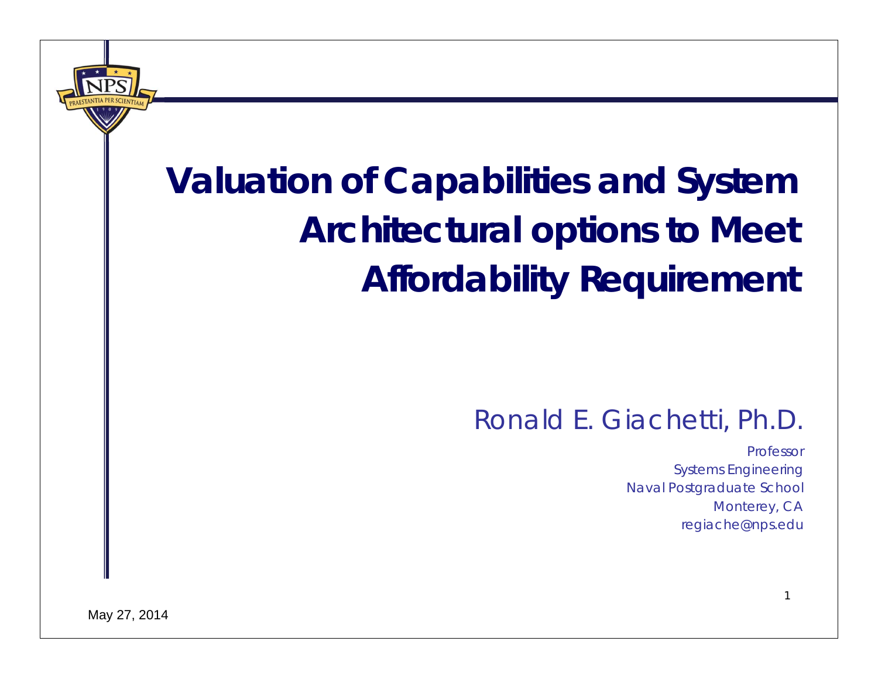# Valuation of Capabilities and System Architectural options to Meet Affordability Requirement

Ronald E. Giachetti, Ph.D.

Professor
Systems Engineering
Naval Postgraduate School
Monterey, CA
regiache@nps.edu

May 27, 2014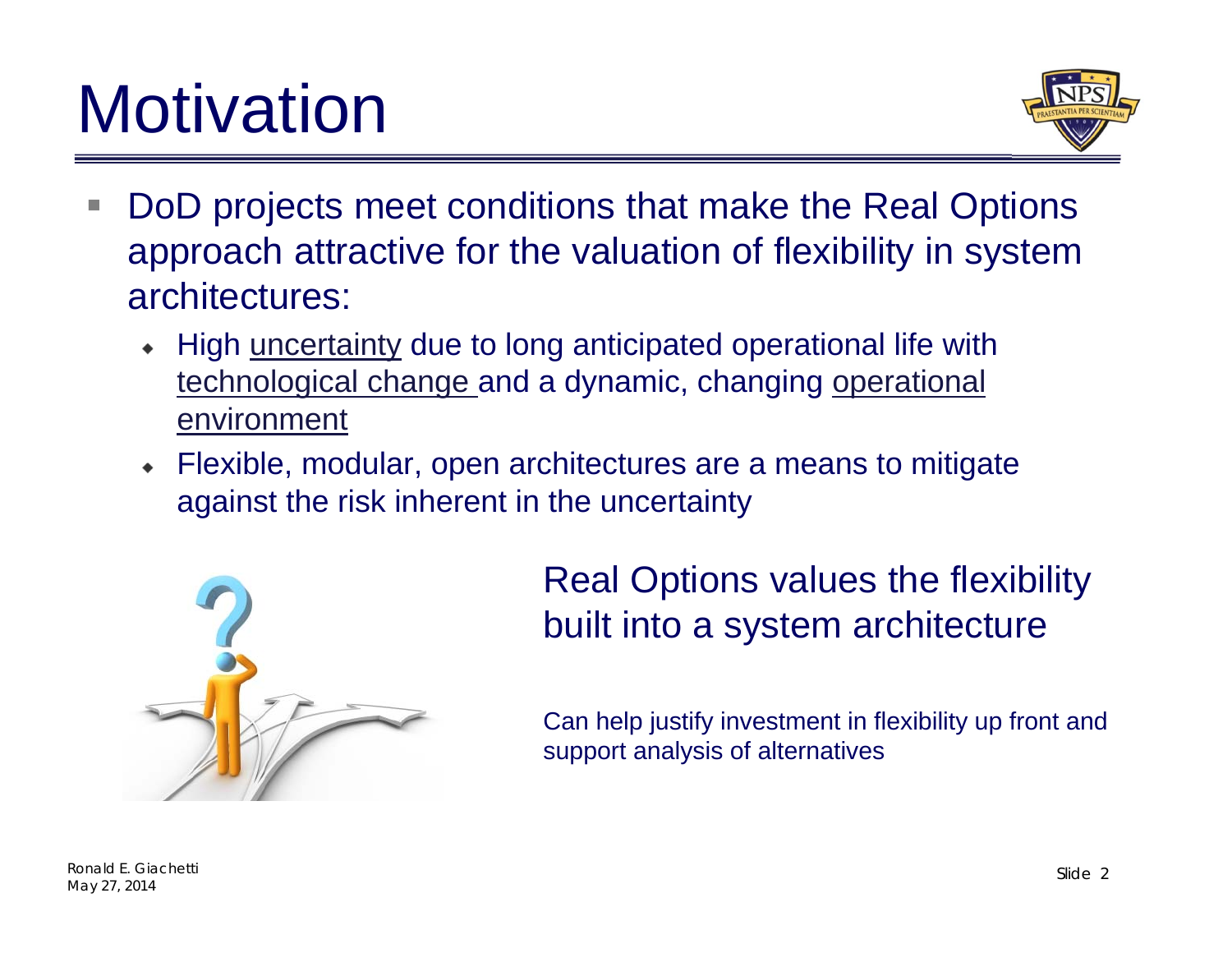# Motivation

- DoD projects meet conditions that make the Real Options approach attractive for the valuation of flexibility in system architectures:
  - High uncertainty due to long anticipated operational life with technological change and a dynamic, changing operational environment
  - Flexible, modular, open architectures are a means to mitigate against the risk inherent in the uncertainty

Real Options values the flexibility built into a system architecture

Can help justify investment in flexibility up front and support analysis of alternatives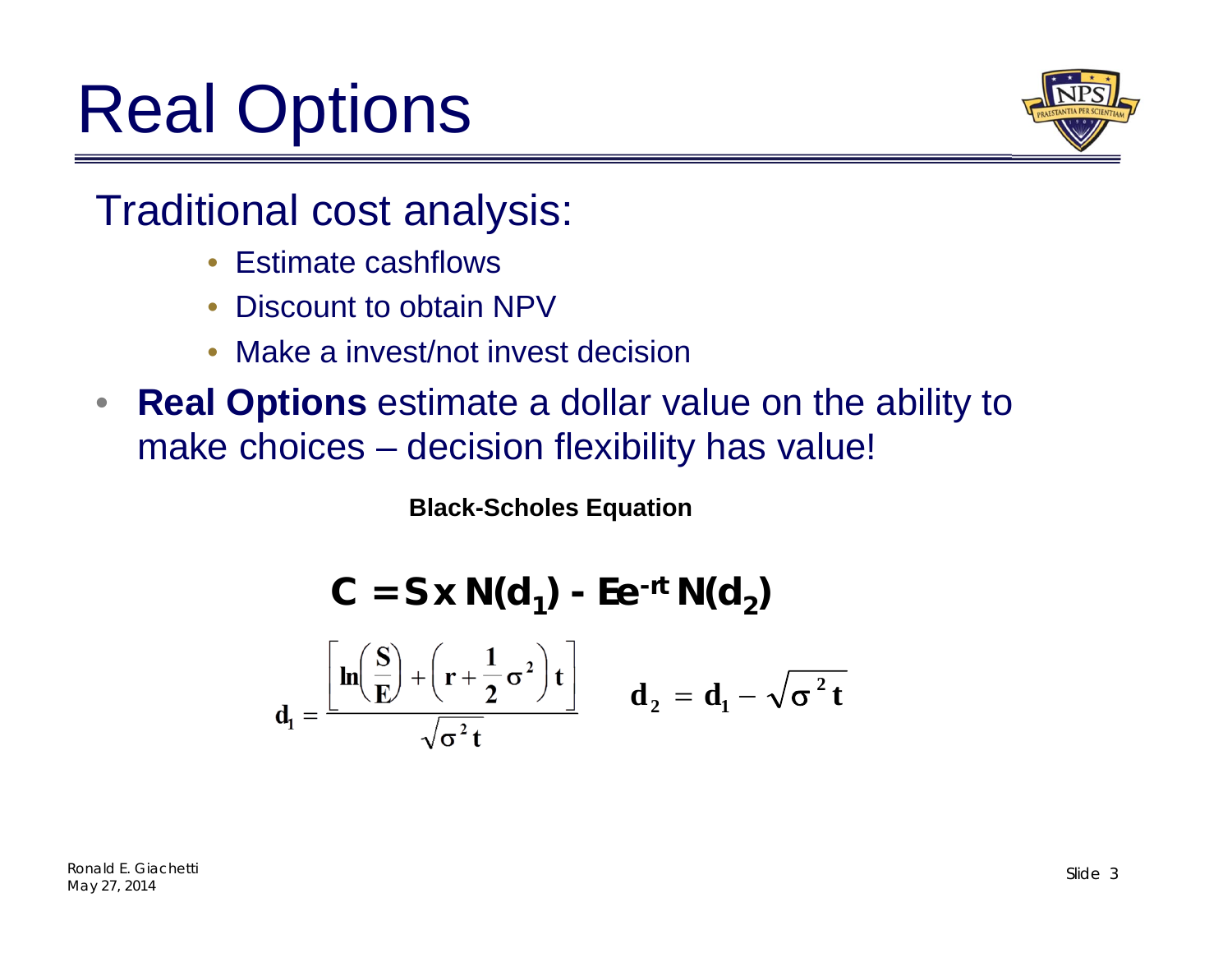# Real Options

## Traditional cost analysis:

- Estimate cashflows
- Discount to obtain NPV
- Make a invest/not invest decision

- **Real Options** estimate a dollar value on the ability to make choices – decision flexibility has value!

**Black-Scholes Equation**

$$C = S \times N(d_1) - Ee^{-rt} N(d_2)$$

$$d_1 = \frac{\left[ \ln\left(\frac{S}{E}\right) + \left(r + \frac{1}{2}\sigma^2\right)t \right]}{\sqrt{\sigma^2 t}} \qquad d_2 = d_1 - \sqrt{\sigma^2 t}$$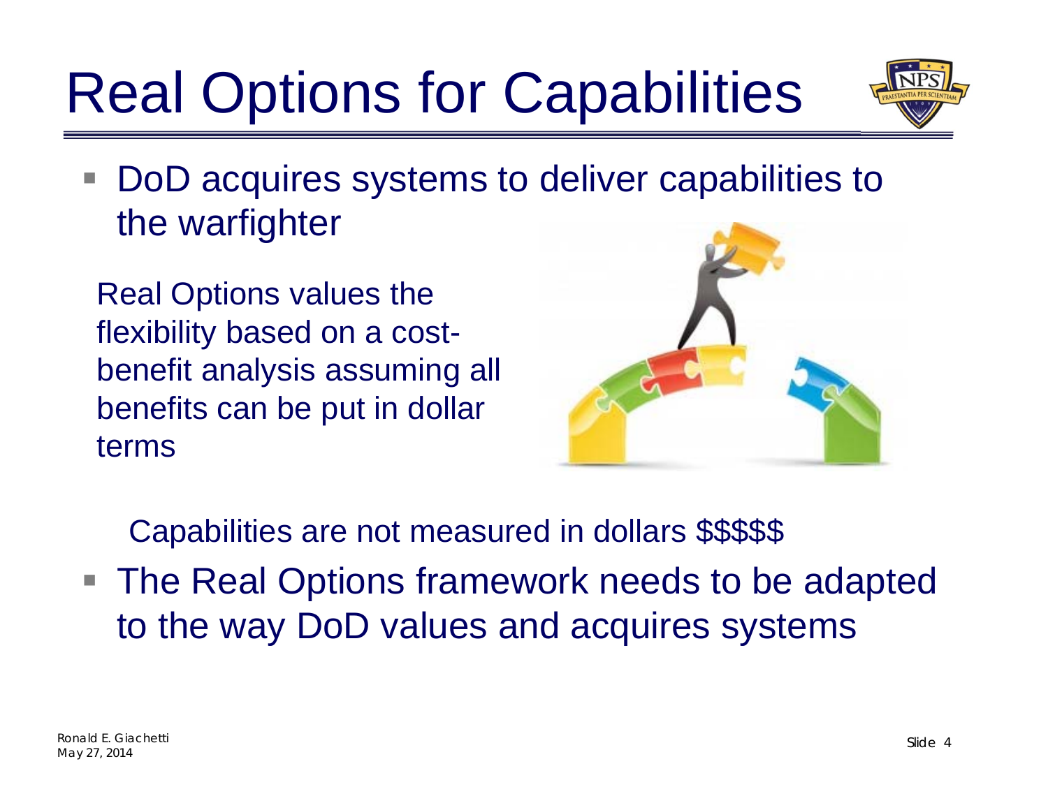# Real Options for Capabilities

- DoD acquires systems to deliver capabilities to the warfighter

Real Options values the flexibility based on a cost-benefit analysis assuming all benefits can be put in dollar terms

Capabilities are not measured in dollars $$$$$

- The Real Options framework needs to be adapted to the way DoD values and acquires systems

Ronald E. Giachetti
May 27, 2014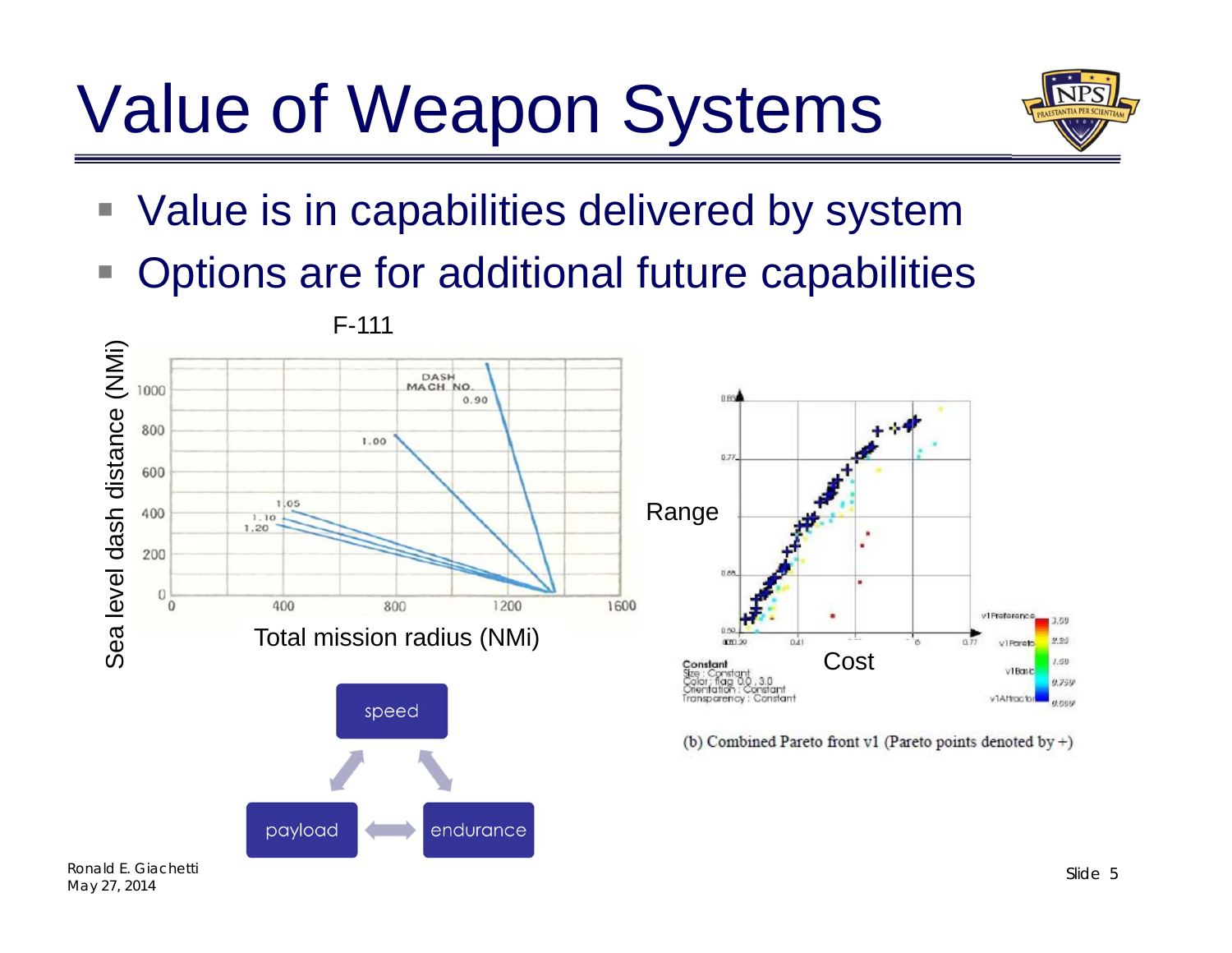# Value of Weapon Systems

- Value is in capabilities delivered by system
- Options are for additional future capabilities

F-111

Sea level dash distance (NMi)

Total mission radius (NMi)

Range

Cost

(b) Combined Pareto front v1 (Pareto points denoted by +)

speed

payload

endurance

Ronald E. Giachetti
May 27, 2014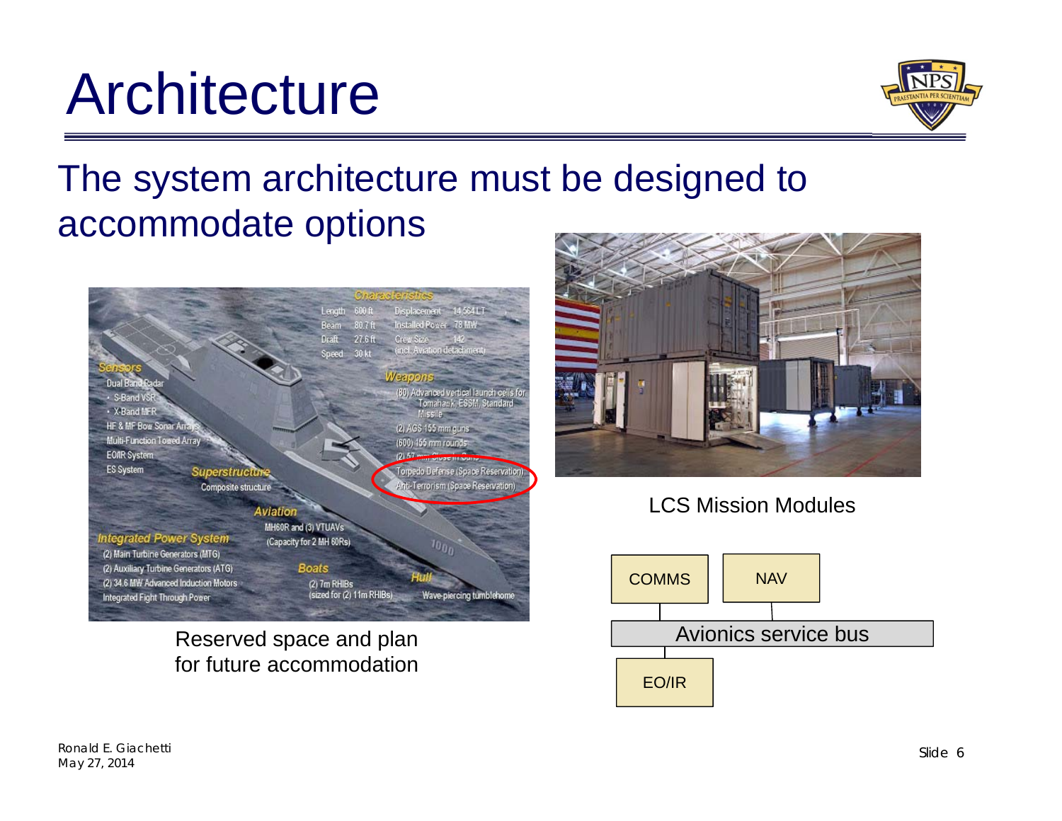# Architecture

The system architecture must be designed to accommodate options

Reserved space and plan for future accommodation

LCS Mission Modules

COMMS

NAV

Avionics service bus

EO/IR

Ronald E. Giachetti
May 27, 2014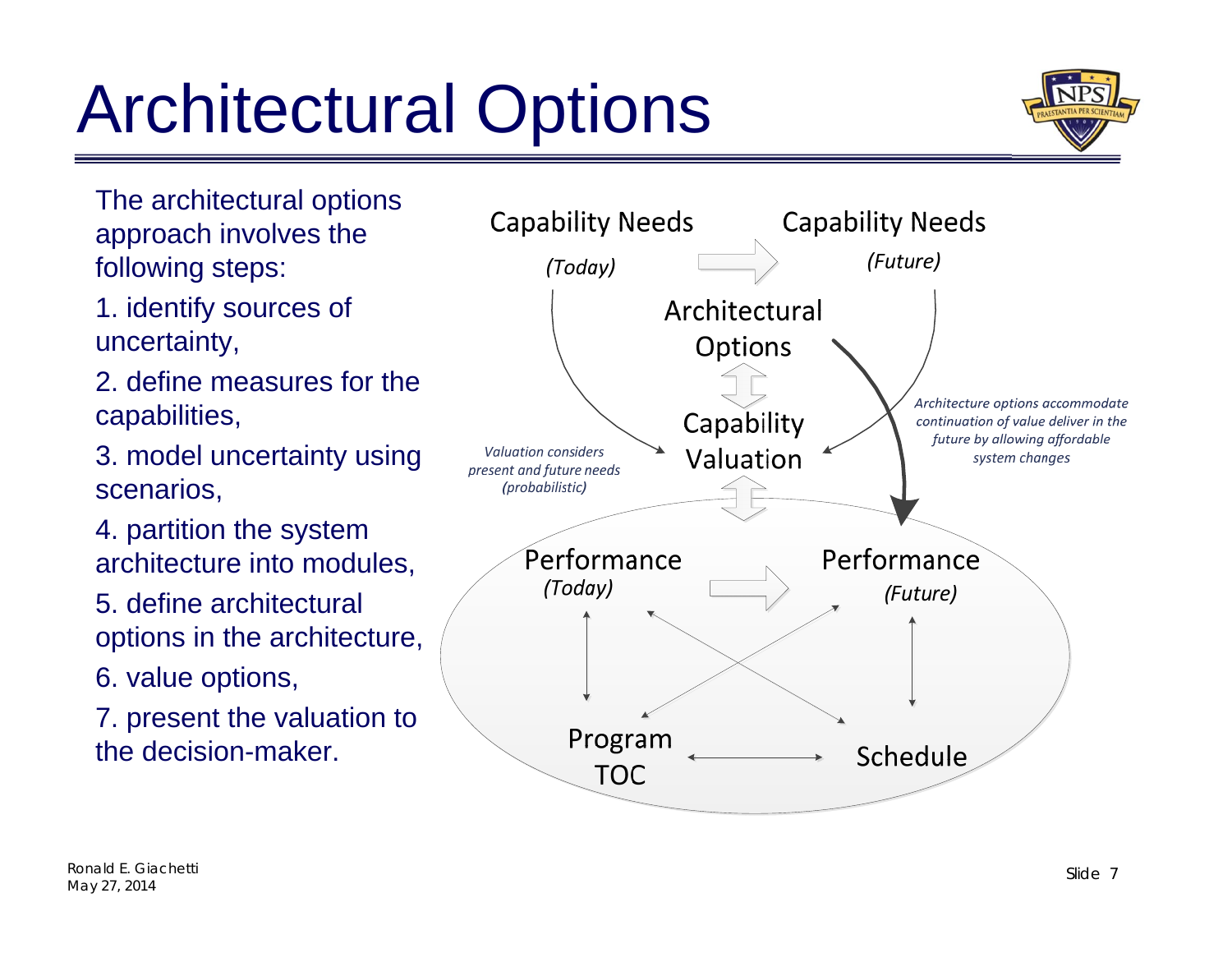# Architectural Options

The architectural options approach involves the following steps:

1. identify sources of uncertainty,
2. define measures for the capabilities,
3. model uncertainty using scenarios,
4. partition the system architecture into modules,
5. define architectural options in the architecture,
6. value options,
7. present the valuation to the decision-maker.

Capability Needs *(Today)*

Capability Needs *(Future)*

Architectural Options

Capability Valuation

*Valuation considers present and future needs (probabilistic)*

*Architecture options accommodate continuation of value deliver in the future by allowing affordable system changes*

Performance *(Today)*

Performance *(Future)*

Program TOC

Schedule

Ronald E. Giachetti
May 27, 2014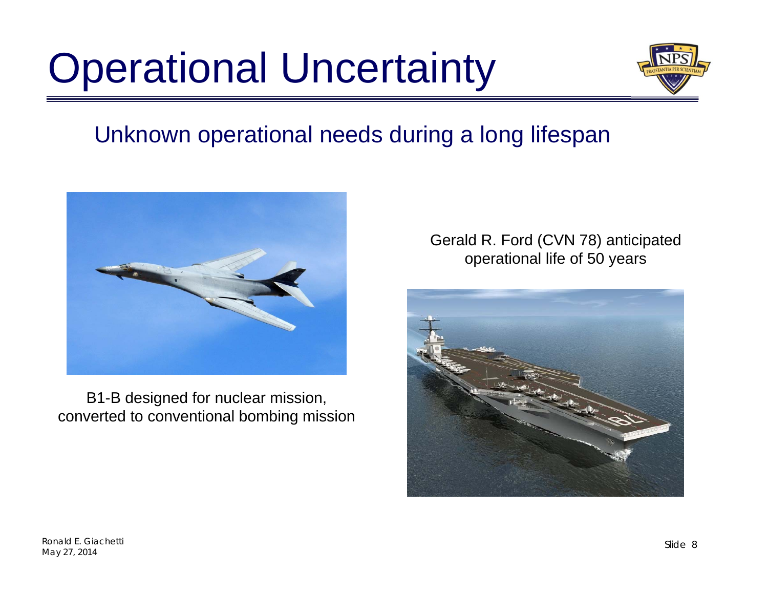# Operational Uncertainty

## Unknown operational needs during a long lifespan

B1-B designed for nuclear mission, converted to conventional bombing mission

Gerald R. Ford (CVN 78) anticipated operational life of 50 years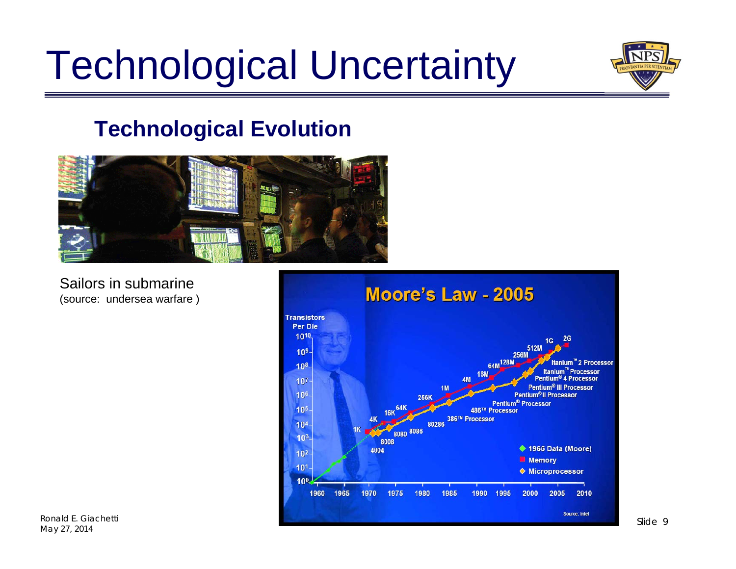# Technological Uncertainty

## Technological Evolution

Sailors in submarine
(source: undersea warfare )

**Moore's Law - 2005**

Transistors Per Die

$10^{10}$, $10^9$, $10^8$, $10^7$, $10^6$, $10^5$, $10^4$, $10^3$, $10^2$, $10^1$, $10^0$

1960 1965 1970 1975 1980 1985 1990 1995 2000 2005 2010

1K, 4K, 16K, 64K, 256K, 1M, 4M, 16M, 64M, 128M, 256M, 512M, 1G, 2G

4004, 8008, 8080, 8086, 80286, 386™ Processor, 486™ Processor, Pentium® Processor, Pentium® II Processor, Pentium® III Processor, Pentium® 4 Processor, Itanium™ Processor, Itanium™ 2 Processor

- 1965 Data (Moore)
- Memory
- Microprocessor

Source: Intel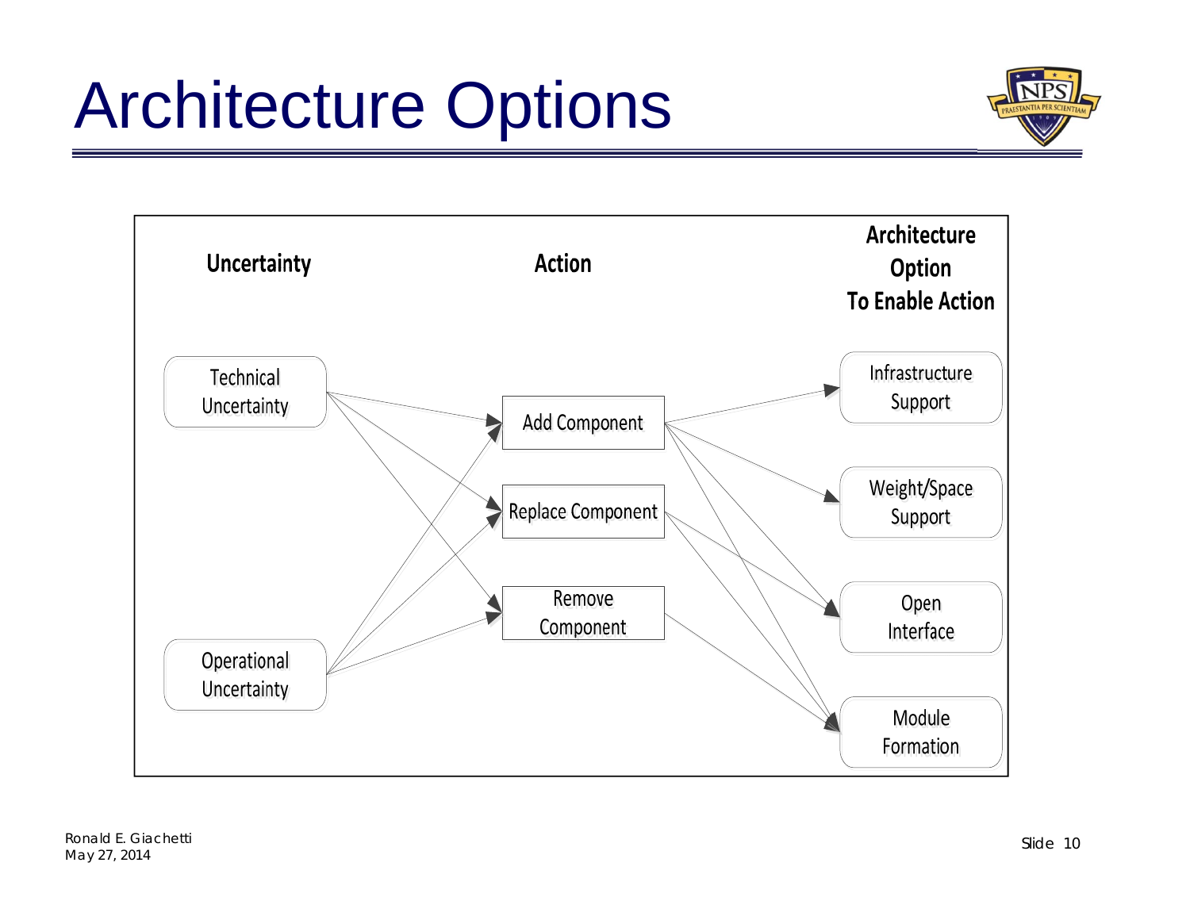# Architecture Options

| Uncertainty | Action | Architecture Option To Enable Action |
| --- | --- | --- |
| Technical Uncertainty | Add Component | Infrastructure Support |
| Operational Uncertainty | Replace Component | Weight/Space Support |
| | Remove Component | Open Interface |
| | | Module Formation |

Ronald E. Giachetti
May 27, 2014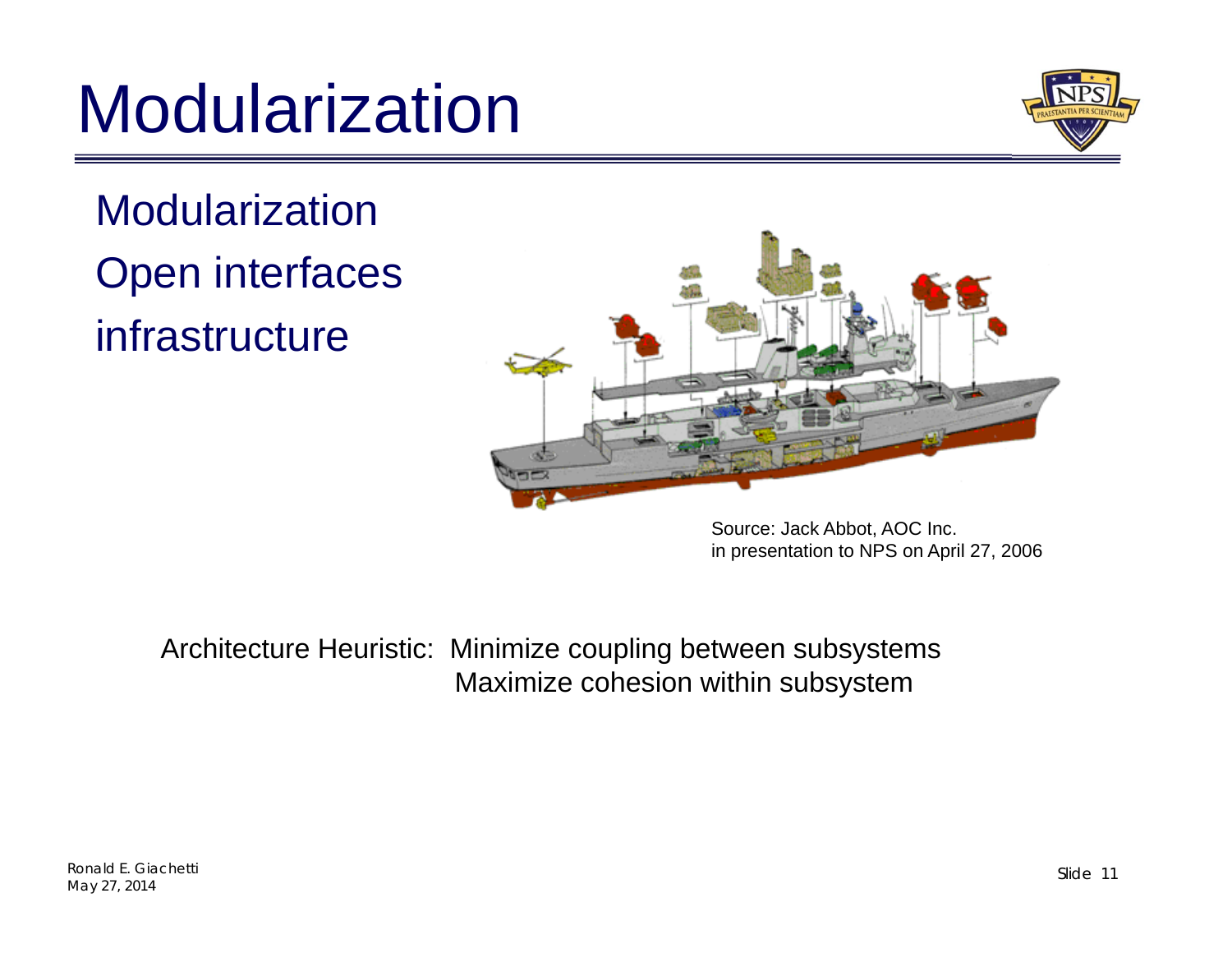# Modularization

- Modularization
- Open interfaces
- infrastructure

Source: Jack Abbot, AOC Inc.
in presentation to NPS on April 27, 2006

Architecture Heuristic: Minimize coupling between subsystems
Maximize cohesion within subsystem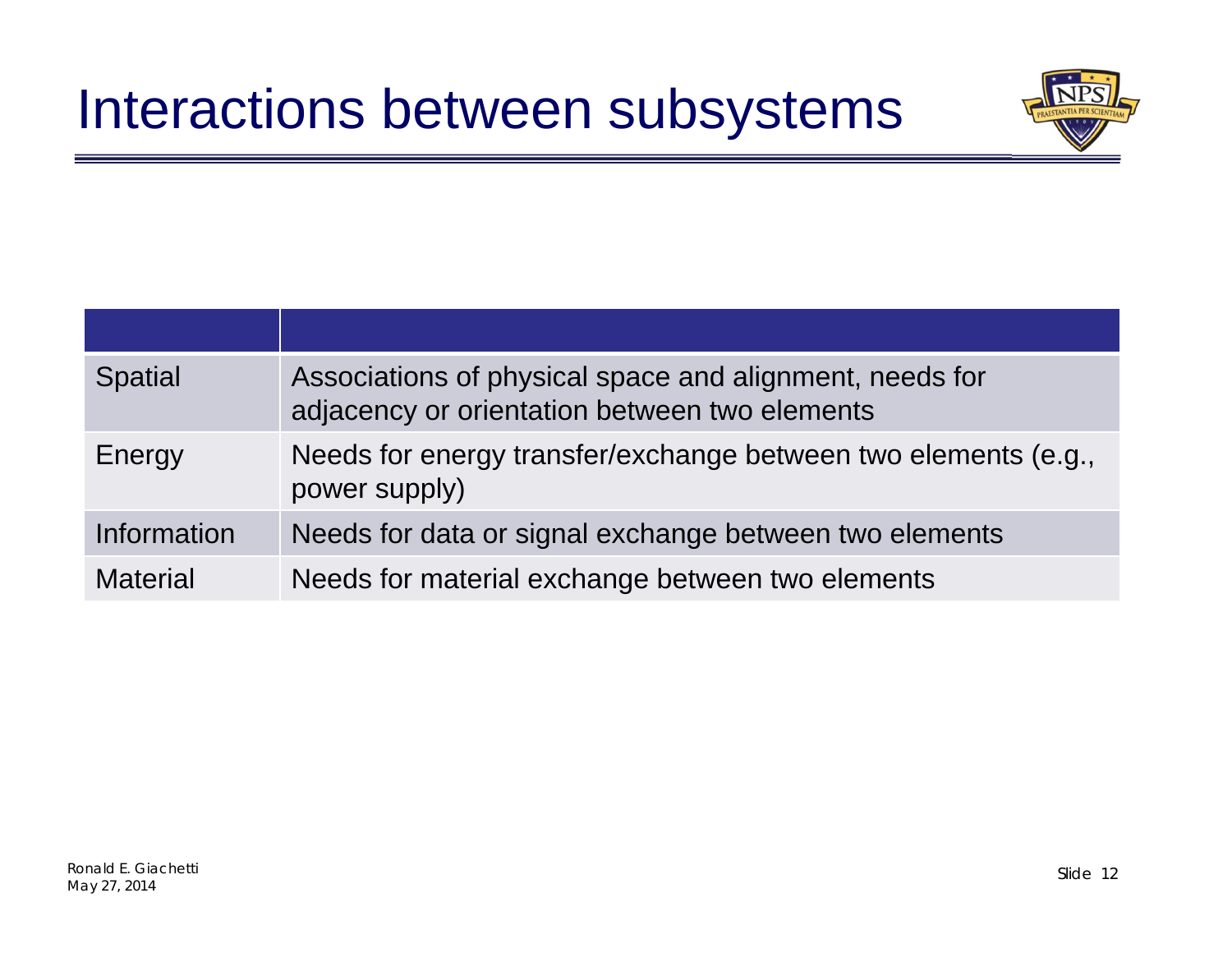# Interactions between subsystems

| | |
|---|---|
| Spatial | Associations of physical space and alignment, needs for adjacency or orientation between two elements |
| Energy | Needs for energy transfer/exchange between two elements (e.g., power supply) |
| Information | Needs for data or signal exchange between two elements |
| Material | Needs for material exchange between two elements |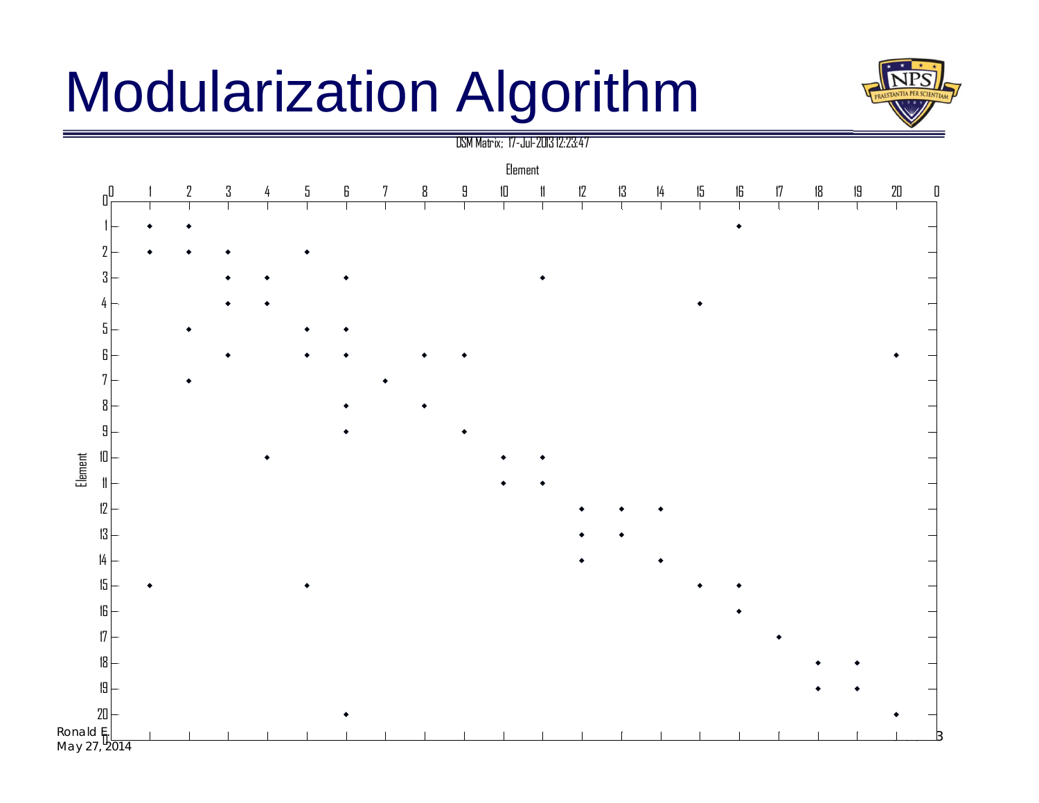# Modularization Algorithm

DSM Matrix; 17-Jul-2013 12:23:47

| Element | 1 | 2 | 3 | 4 | 5 | 6 | 7 | 8 | 9 | 10 | 11 | 12 | 13 | 14 | 15 | 16 | 17 | 18 | 19 | 20 |
|---|---|---|---|---|---|---|---|---|---|---|---|---|---|---|---|---|---|---|---|---|
| 1 | ◆ | ◆ | | | | | | | | | | | | | | ◆ | | | | |
| 2 | ◆ | ◆ | ◆ | | ◆ | | | | | | | | | | | | | | | |
| 3 | | | ◆ | ◆ | | ◆ | | | | | ◆ | | | | | | | | | |
| 4 | | | ◆ | ◆ | | | | | | | | | | | ◆ | | | | | |
| 5 | | ◆ | | | ◆ | ◆ | | | | | | | | | | | | | | |
| 6 | | | ◆ | | ◆ | ◆ | | ◆ | ◆ | | | | | | | | | | | ◆ |
| 7 | | ◆ | | | | | ◆ | | | | | | | | | | | | | |
| 8 | | | | | | ◆ | | ◆ | | | | | | | | | | | | |
| 9 | | | | | | ◆ | | | ◆ | | | | | | | | | | | |
| 10 | | | | ◆ | | | | | | ◆ | ◆ | | | | | | | | | |
| 11 | | | | | | | | | | ◆ | ◆ | | | | | | | | | |
| 12 | | | | | | | | | | | | ◆ | ◆ | ◆ | | | | | | |
| 13 | | | | | | | | | | | | ◆ | ◆ | | | | | | | |
| 14 | | | | | | | | | | | | ◆ | | ◆ | | | | | | |
| 15 | ◆ | | | | ◆ | | | | | | | | | | ◆ | ◆ | | | | |
| 16 | | | | | | | | | | | | | | | | ◆ | | | | |
| 17 | | | | | | | | | | | | | | | | | ◆ | | | |
| 18 | | | | | | | | | | | | | | | | | | ◆ | ◆ | |
| 19 | | | | | | | | | | | | | | | | | | ◆ | ◆ | |
| 20 | | | | | | ◆ | | | | | | | | | | | | | | ◆ |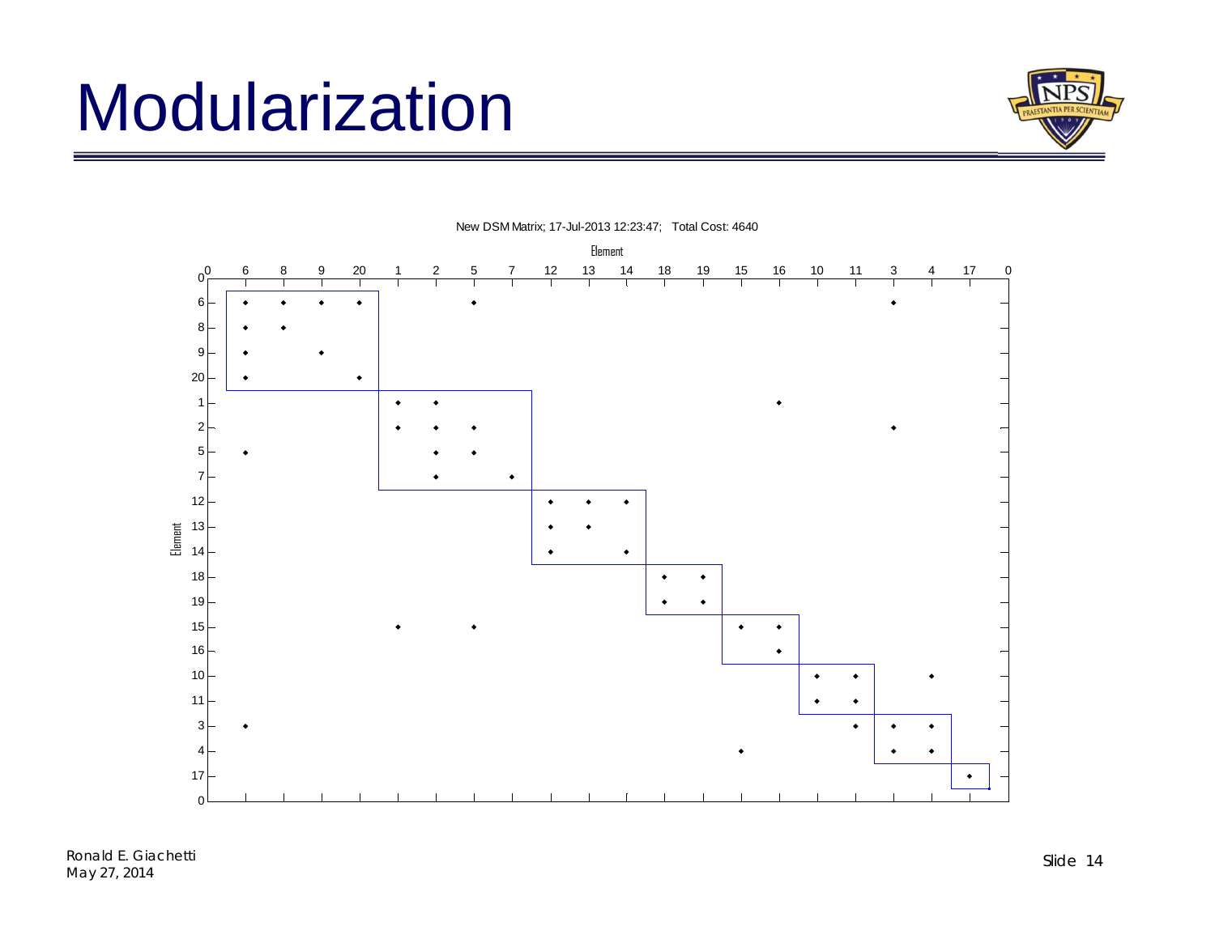# Modularization

New DSM Matrix; 17-Jul-2013 12:23:47; Total Cost: 4640

| Element | 6 | 8 | 9 | 20 | 1 | 2 | 5 | 7 | 12 | 13 | 14 | 18 | 19 | 15 | 16 | 10 | 11 | 3 | 4 | 17 |
|---|---|---|---|---|---|---|---|---|---|---|---|---|---|---|---|---|---|---|---|---|
| 6 | • | • | • | • | | | • | | | | | | | | | | | • | | |
| 8 | • | • | | | | | | | | | | | | | | | | | | |
| 9 | • | | • | | | | | | | | | | | | | | | | | |
| 20 | • | | | • | | | | | | | | | | | | | | | | |
| 1 | | | | | • | • | | | | | | | | | • | | | | | |
| 2 | | | | | • | • | • | | | | | | | | | | | • | | |
| 5 | • | | | | | • | • | | | | | | | | | | | | | |
| 7 | | | | | | • | | • | | | | | | | | | | | | |
| 12 | | | | | | | | | • | • | • | | | | | | | | | |
| 13 | | | | | | | | | • | • | | | | | | | | | | |
| 14 | | | | | | | | | • | | • | | | | | | | | | |
| 18 | | | | | | | | | | | | • | • | | | | | | | |
| 19 | | | | | | | | | | | | • | • | | | | | | | |
| 15 | | | | | • | | • | | | | | | | • | • | | | | | |
| 16 | | | | | | | | | | | | | | | • | | | | | |
| 10 | | | | | | | | | | | | | | | | • | • | | • | |
| 11 | | | | | | | | | | | | | | | | • | • | | | |
| 3 | • | | | | | | | | | | | | | | | | • | • | • | |
| 4 | | | | | | | | | | | | | | • | | | | • | • | |
| 17 | | | | | | | | | | | | | | | | | | | | • |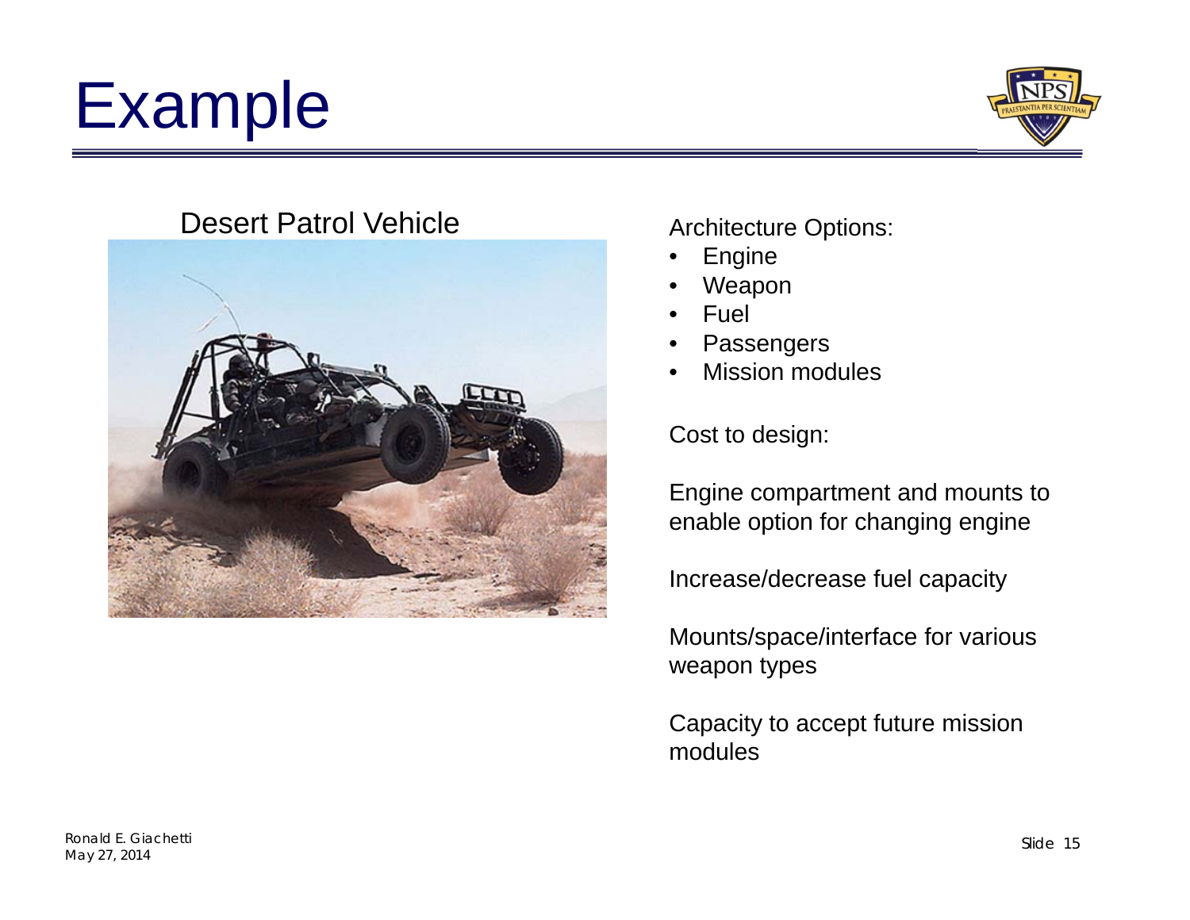# Example

## Desert Patrol Vehicle

Architecture Options:

- Engine
- Weapon
- Fuel
- Passengers
- Mission modules

Cost to design:

Engine compartment and mounts to enable option for changing engine

Increase/decrease fuel capacity

Mounts/space/interface for various weapon types

Capacity to accept future mission modules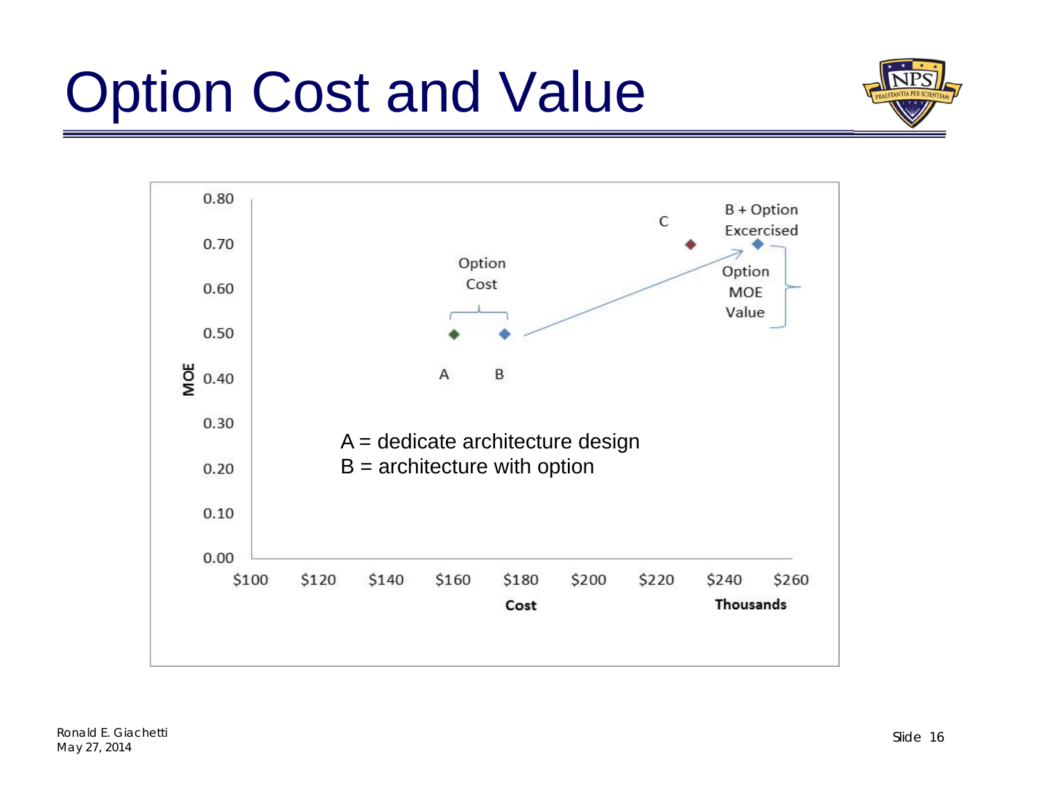# Option Cost and Value

A = dedicate architecture design

B = architecture with option

MOE

0.80
0.70
0.60
0.50
0.40
0.30
0.20
0.10
0.00

$100 $120 $140 $160 $180 $200 $220 $240 $260

Cost

Thousands

Option Cost

A

B

C

B + Option Excercised

Option MOE Value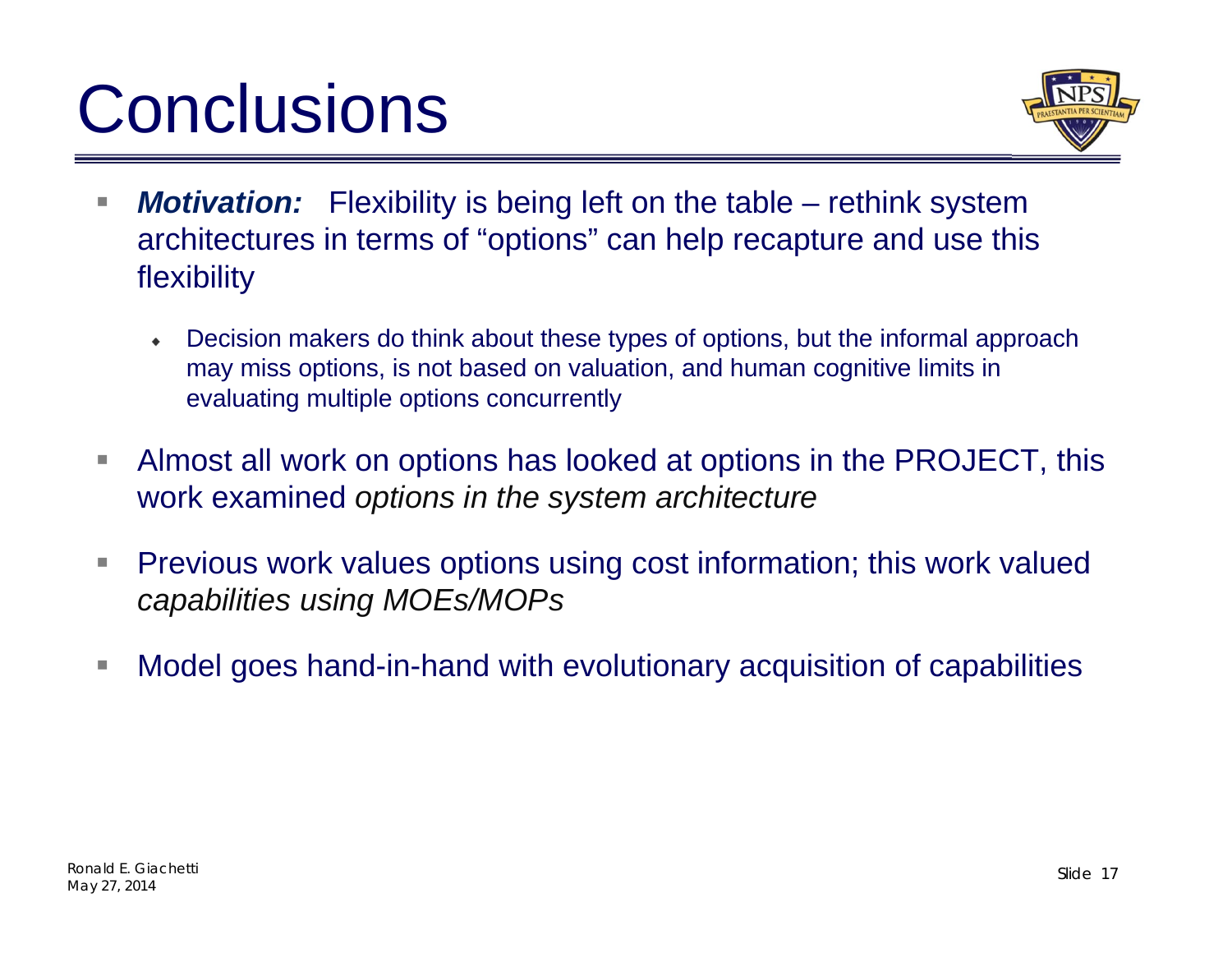# Conclusions

- ***Motivation:*** Flexibility is being left on the table – rethink system architectures in terms of "options" can help recapture and use this flexibility
  - Decision makers do think about these types of options, but the informal approach may miss options, is not based on valuation, and human cognitive limits in evaluating multiple options concurrently
- Almost all work on options has looked at options in the PROJECT, this work examined *options in the system architecture*
- Previous work values options using cost information; this work valued *capabilities using MOEs/MOPs*
- Model goes hand-in-hand with evolutionary acquisition of capabilities